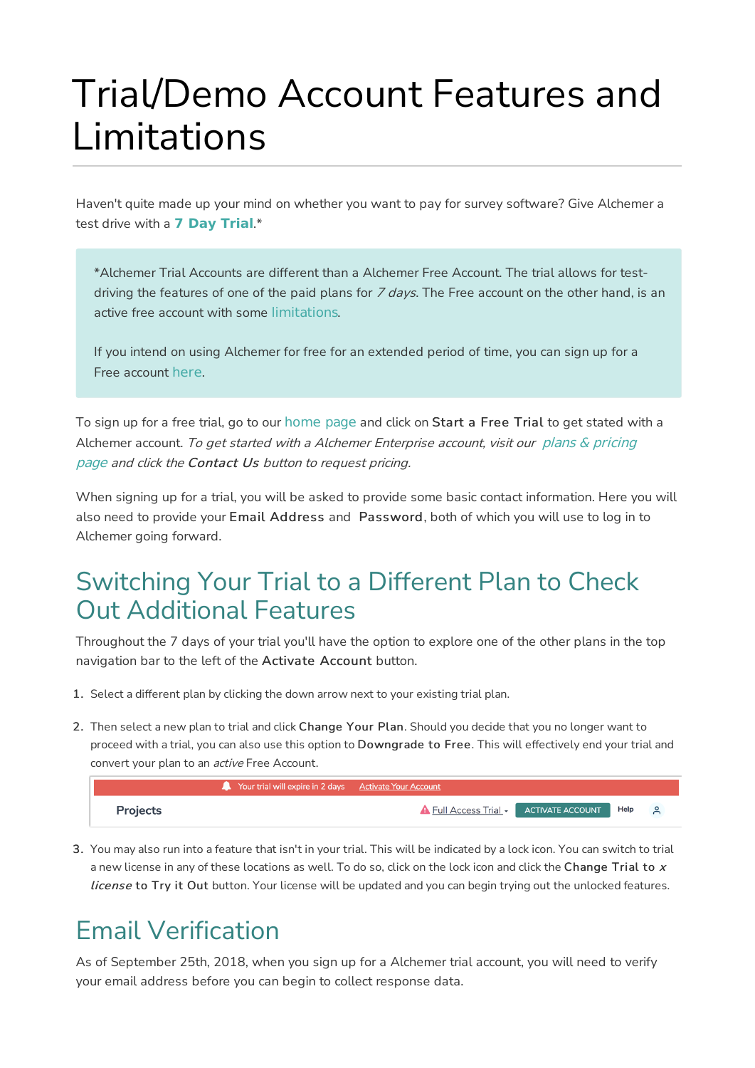# Trial/Demo Account Features and Limitations

Haven't quite made up your mind on whether you want to pay for survey software? Give Alchemer a test drive with a **7 Day Trial**.*

> *Alchemer Trial Accounts are different than a Alchemer Free Account. The trial allows for test-driving the features of one of the paid plans for *7 days*. The Free account on the other hand, is an active free account with some limitations.
>
> If you intend on using Alchemer for free for an extended period of time, you can sign up for a Free account here.

To sign up for a free trial, go to our home page and click on **Start a Free Trial** to get stated with a Alchemer account. *To get started with a Alchemer Enterprise account, visit our plans & pricing page and click the* ***Contact Us*** *button to request pricing.*

When signing up for a trial, you will be asked to provide some basic contact information. Here you will also need to provide your **Email Address** and **Password**, both of which you will use to log in to Alchemer going forward.

## Switching Your Trial to a Different Plan to Check Out Additional Features

Throughout the 7 days of your trial you'll have the option to explore one of the other plans in the top navigation bar to the left of the **Activate Account** button.

1. Select a different plan by clicking the down arrow next to your existing trial plan.
2. Then select a new plan to trial and click **Change Your Plan**. Should you decide that you no longer want to proceed with a trial, you can also use this option to **Downgrade to Free**. This will effectively end your trial and convert your plan to an *active* Free Account.

   Your trial will expire in 2 days Activate Your Account

   Projects Full Access Trial ACTIVATE ACCOUNT Help

3. You may also run into a feature that isn't in your trial. This will be indicated by a lock icon. You can switch to trial a new license in any of these locations as well. To do so, click on the lock icon and click the **Change Trial to *x license* to Try it Out** button. Your license will be updated and you can begin trying out the unlocked features.

## Email Verification

As of September 25th, 2018, when you sign up for a Alchemer trial account, you will need to verify your email address before you can begin to collect response data.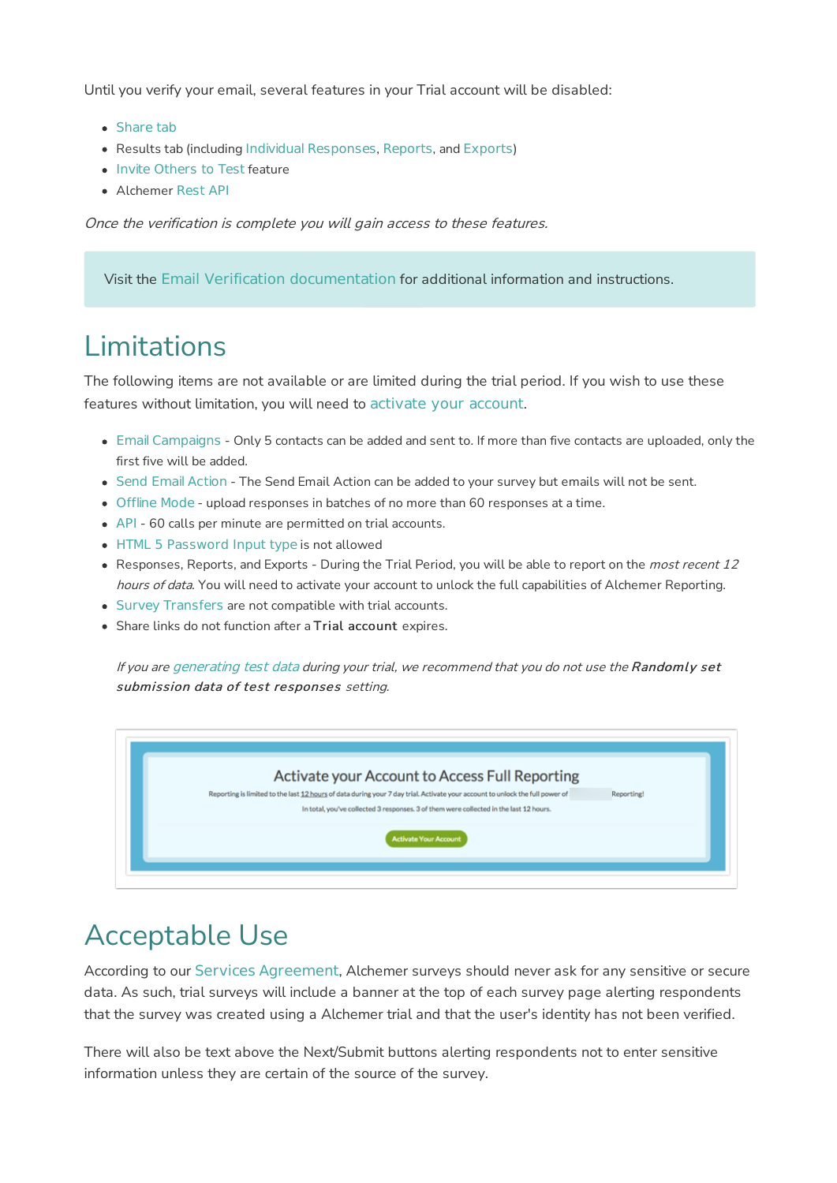Until you verify your email, several features in your Trial account will be disabled:

- Share tab
- Results tab (including Individual Responses, Reports, and Exports)
- Invite Others to Test feature
- Alchemer Rest API

*Once the verification is complete you will gain access to these features.*

> Visit the Email Verification documentation for additional information and instructions.

# Limitations

The following items are not available or are limited during the trial period. If you wish to use these features without limitation, you will need to activate your account.

- Email Campaigns - Only 5 contacts can be added and sent to. If more than five contacts are uploaded, only the first five will be added.
- Send Email Action - The Send Email Action can be added to your survey but emails will not be sent.
- Offline Mode - upload responses in batches of no more than 60 responses at a time.
- API - 60 calls per minute are permitted on trial accounts.
- HTML 5 Password Input type is not allowed
- Responses, Reports, and Exports - During the Trial Period, you will be able to report on the *most recent 12 hours of data*. You will need to activate your account to unlock the full capabilities of Alchemer Reporting.
- Survey Transfers are not compatible with trial accounts.
- Share links do not function after a **Trial account** expires.

*If you are generating test data during your trial, we recommend that you do not use the* ***Randomly set submission data of test responses*** *setting.*

Activate your Account to Access Full Reporting

Reporting is limited to the last 12 hours of data during your 7 day trial. Activate your account to unlock the full power of Reporting!

In total, you've collected 3 responses. 3 of them were collected in the last 12 hours.

Activate Your Account

# Acceptable Use

According to our Services Agreement, Alchemer surveys should never ask for any sensitive or secure data. As such, trial surveys will include a banner at the top of each survey page alerting respondents that the survey was created using a Alchemer trial and that the user's identity has not been verified.

There will also be text above the Next/Submit buttons alerting respondents not to enter sensitive information unless they are certain of the source of the survey.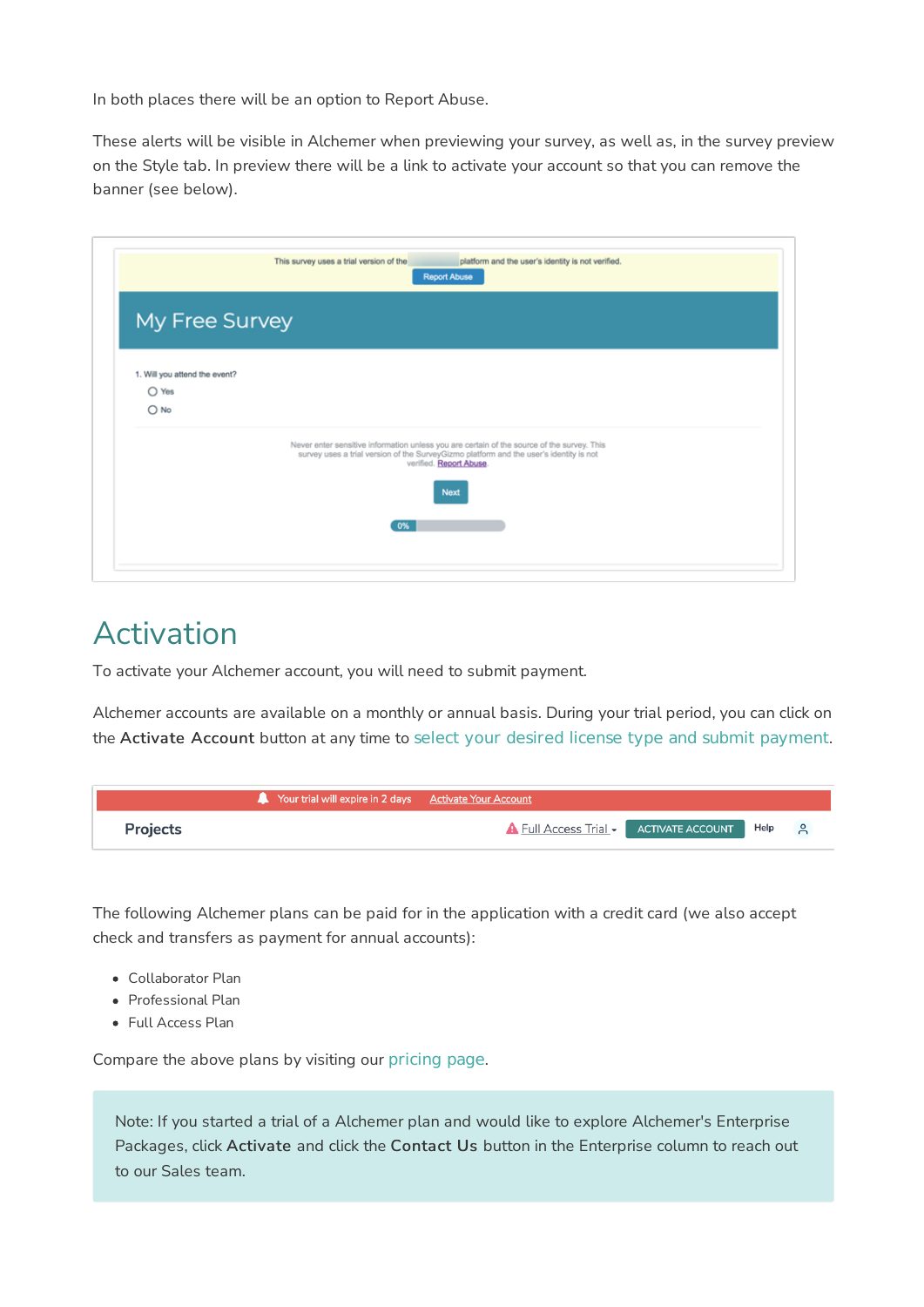In both places there will be an option to Report Abuse.

These alerts will be visible in Alchemer when previewing your survey, as well as, in the survey preview on the Style tab. In preview there will be a link to activate your account so that you can remove the banner (see below).

# Activation

To activate your Alchemer account, you will need to submit payment.

Alchemer accounts are available on a monthly or annual basis. During your trial period, you can click on the **Activate Account** button at any time to select your desired license type and submit payment.

The following Alchemer plans can be paid for in the application with a credit card (we also accept check and transfers as payment for annual accounts):

- Collaborator Plan
- Professional Plan
- Full Access Plan

Compare the above plans by visiting our pricing page.

> Note: If you started a trial of a Alchemer plan and would like to explore Alchemer's Enterprise Packages, click **Activate** and click the **Contact Us** button in the Enterprise column to reach out to our Sales team.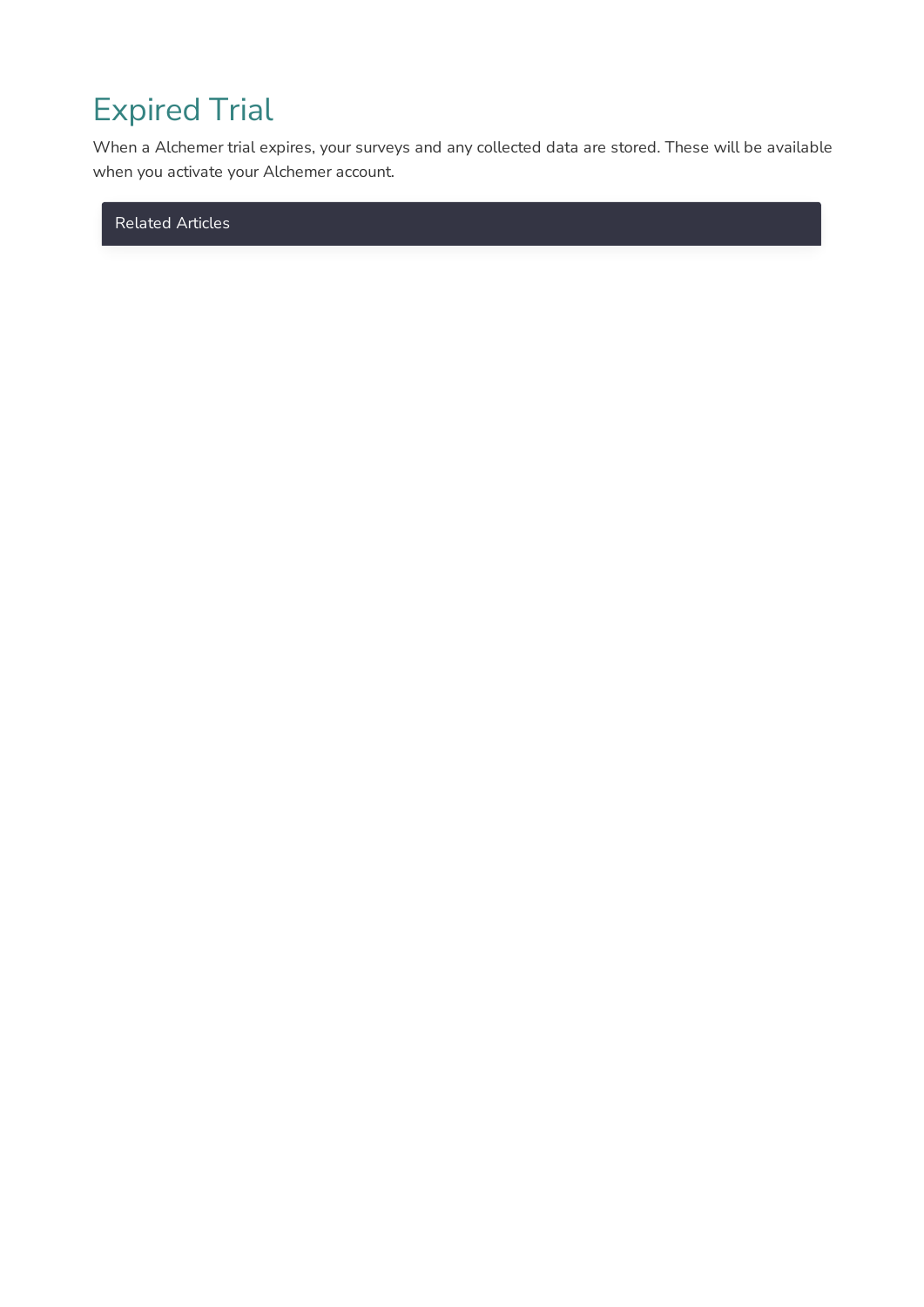# Expired Trial

When a Alchemer trial expires, your surveys and any collected data are stored. These will be available when you activate your Alchemer account.

Related Articles